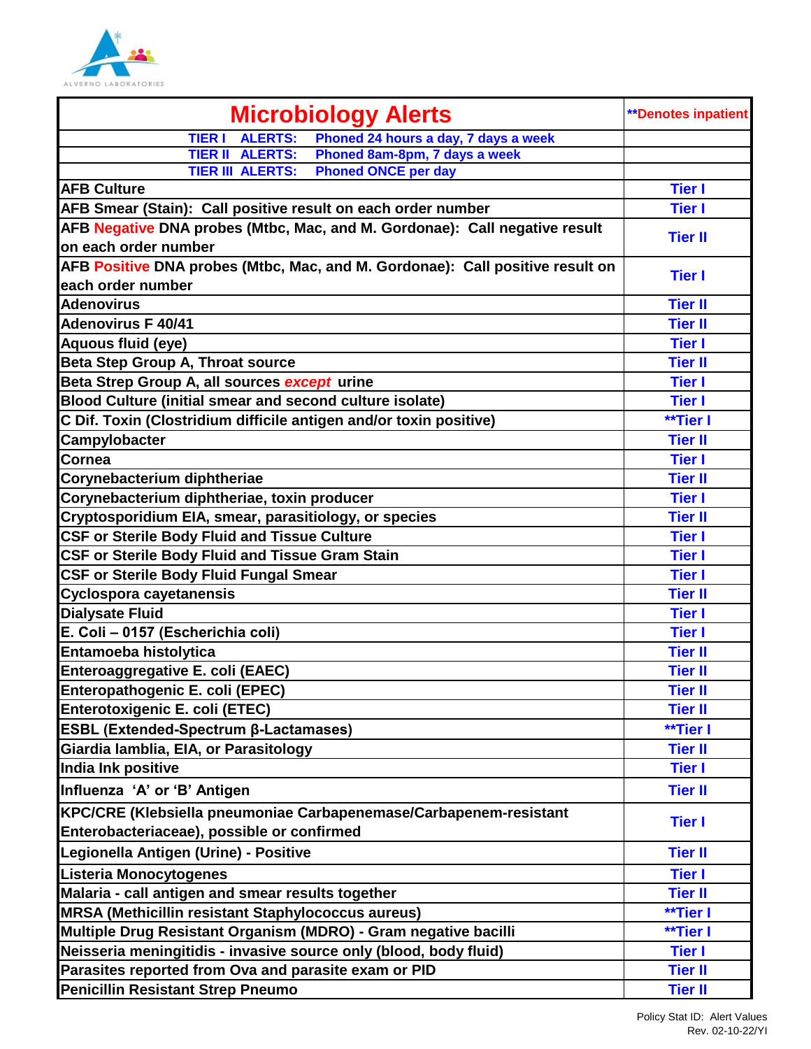ALVERNO LABORATORIES

| Microbiology Alerts | **Denotes inpatient |
|---|---|
| TIER I ALERTS: Phoned 24 hours a day, 7 days a week | |
| TIER II ALERTS: Phoned 8am-8pm, 7 days a week | |
| TIER III ALERTS: Phoned ONCE per day | |
| AFB Culture | Tier I |
| AFB Smear (Stain): Call positive result on each order number | Tier I |
| AFB Negative DNA probes (Mtbc, Mac, and M. Gordonae): Call negative result on each order number | Tier II |
| AFB Positive DNA probes (Mtbc, Mac, and M. Gordonae): Call positive result on each order number | Tier I |
| Adenovirus | Tier II |
| Adenovirus F 40/41 | Tier II |
| Aquous fluid (eye) | Tier I |
| Beta Step Group A, Throat source | Tier II |
| Beta Strep Group A, all sources *except* urine | Tier I |
| Blood Culture (initial smear and second culture isolate) | Tier I |
| C Dif. Toxin (Clostridium difficile antigen and/or toxin positive) | **Tier I |
| Campylobacter | Tier II |
| Cornea | Tier I |
| Corynebacterium diphtheriae | Tier II |
| Corynebacterium diphtheriae, toxin producer | Tier I |
| Cryptosporidium EIA, smear, parasitiology, or species | Tier II |
| CSF or Sterile Body Fluid and Tissue Culture | Tier I |
| CSF or Sterile Body Fluid and Tissue Gram Stain | Tier I |
| CSF or Sterile Body Fluid Fungal Smear | Tier I |
| Cyclospora cayetanensis | Tier II |
| Dialysate Fluid | Tier I |
| E. Coli – 0157 (Escherichia coli) | Tier I |
| Entamoeba histolytica | Tier II |
| Enteroaggregative E. coli (EAEC) | Tier II |
| Enteropathogenic E. coli (EPEC) | Tier II |
| Enterotoxigenic E. coli (ETEC) | Tier II |
| ESBL (Extended-Spectrum β-Lactamases) | **Tier I |
| Giardia lamblia, EIA, or Parasitology | Tier II |
| India Ink positive | Tier I |
| Influenza 'A' or 'B' Antigen | Tier II |
| KPC/CRE (Klebsiella pneumoniae Carbapenemase/Carbapenem-resistant Enterobacteriaceae), possible or confirmed | Tier I |
| Legionella Antigen (Urine) - Positive | Tier II |
| Listeria Monocytogenes | Tier I |
| Malaria - call antigen and smear results together | Tier II |
| MRSA (Methicillin resistant Staphylococcus aureus) | **Tier I |
| Multiple Drug Resistant Organism (MDRO) - Gram negative bacilli | **Tier I |
| Neisseria meningitidis - invasive source only (blood, body fluid) | Tier I |
| Parasites reported from Ova and parasite exam or PID | Tier II |
| Penicillin Resistant Strep Pneumo | Tier II |

Policy Stat ID: Alert Values
Rev. 02-10-22/YI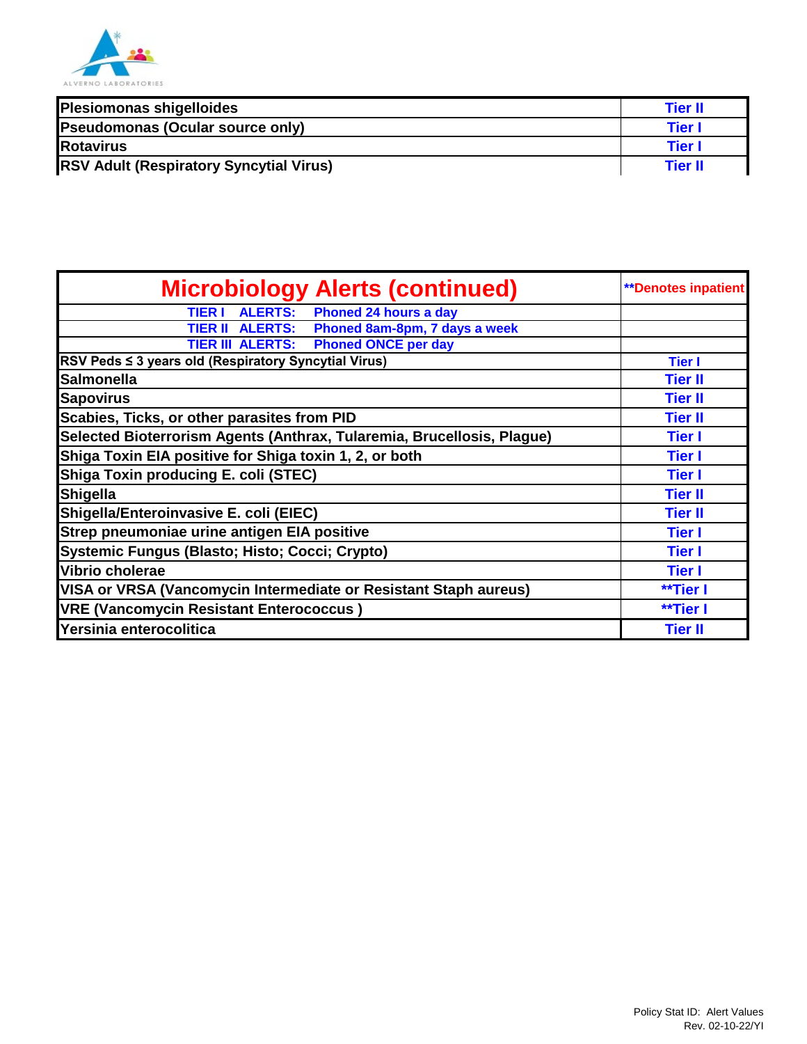| | |
|---|---|
| Plesiomonas shigelloides | Tier II |
| Pseudomonas (Ocular source only) | Tier I |
| Rotavirus | Tier I |
| RSV Adult (Respiratory Syncytial Virus) | Tier II |

| Microbiology Alerts (continued) | **Denotes inpatient |
|---|---|
| TIER I ALERTS: Phoned 24 hours a day | |
| TIER II ALERTS: Phoned 8am-8pm, 7 days a week | |
| TIER III ALERTS: Phoned ONCE per day | |
| RSV Peds ≤ 3 years old (Respiratory Syncytial Virus) | Tier I |
| Salmonella | Tier II |
| Sapovirus | Tier II |
| Scabies, Ticks, or other parasites from PID | Tier II |
| Selected Bioterrorism Agents (Anthrax, Tularemia, Brucellosis, Plague) | Tier I |
| Shiga Toxin EIA positive for Shiga toxin 1, 2, or both | Tier I |
| Shiga Toxin producing E. coli (STEC) | Tier I |
| Shigella | Tier II |
| Shigella/Enteroinvasive E. coli (EIEC) | Tier II |
| Strep pneumoniae urine antigen EIA positive | Tier I |
| Systemic Fungus (Blasto; Histo; Cocci; Crypto) | Tier I |
| Vibrio cholerae | Tier I |
| VISA or VRSA (Vancomycin Intermediate or Resistant Staph aureus) | **Tier I |
| VRE (Vancomycin Resistant Enterococcus ) | **Tier I |
| Yersinia enterocolitica | Tier II |

Policy Stat ID: Alert Values
Rev. 02-10-22/YI